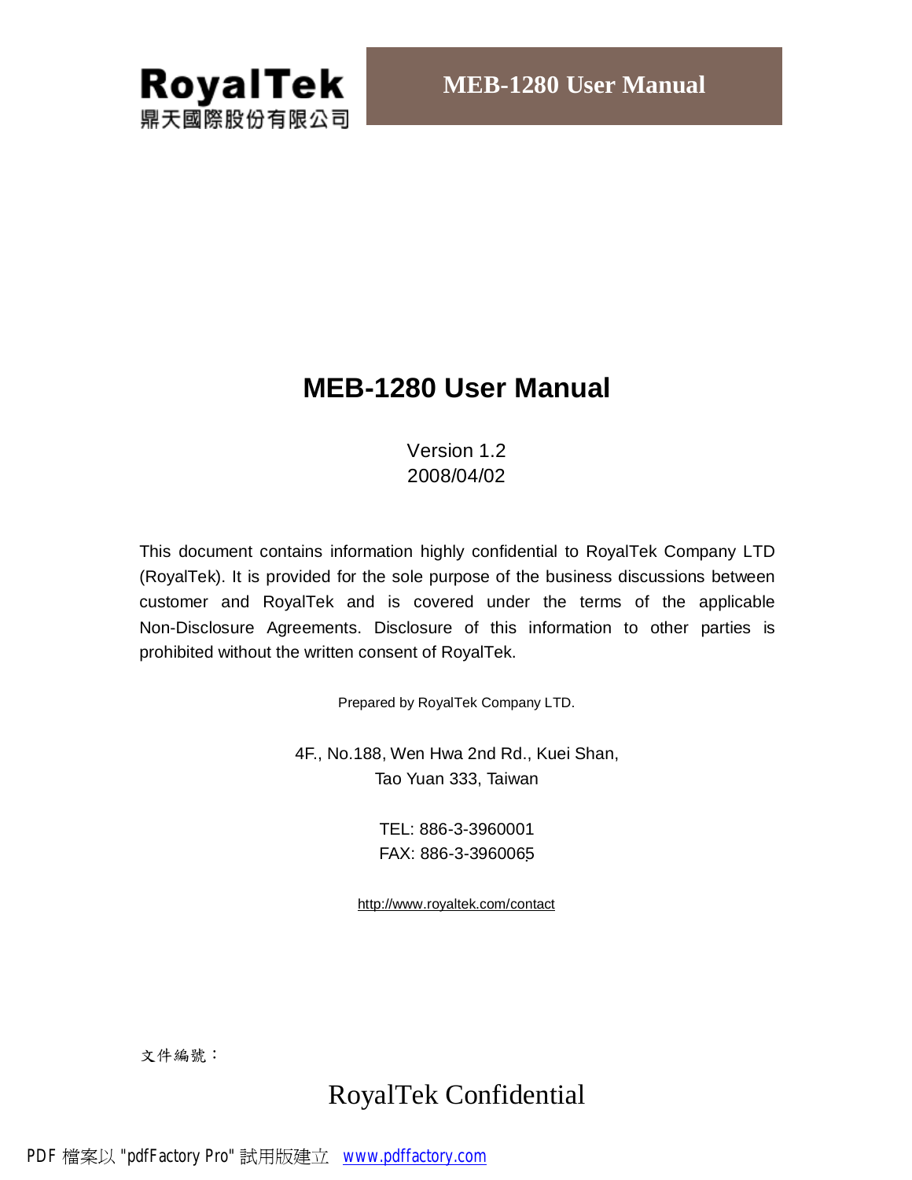RoyalTek
鼎天國際股份有限公司

# MEB-1280 User Manual

Version 1.2
2008/04/02

This document contains information highly confidential to RoyalTek Company LTD (RoyalTek). It is provided for the sole purpose of the business discussions between customer and RoyalTek and is covered under the terms of the applicable Non-Disclosure Agreements. Disclosure of this information to other parties is prohibited without the written consent of RoyalTek.

Prepared by RoyalTek Company LTD.

4F., No.188, Wen Hwa 2nd Rd., Kuei Shan,
Tao Yuan 333, Taiwan

TEL: 886-3-3960001
FAX: 886-3-3960065

http://www.royaltek.com/contact

文件編號：

RoyalTek Confidential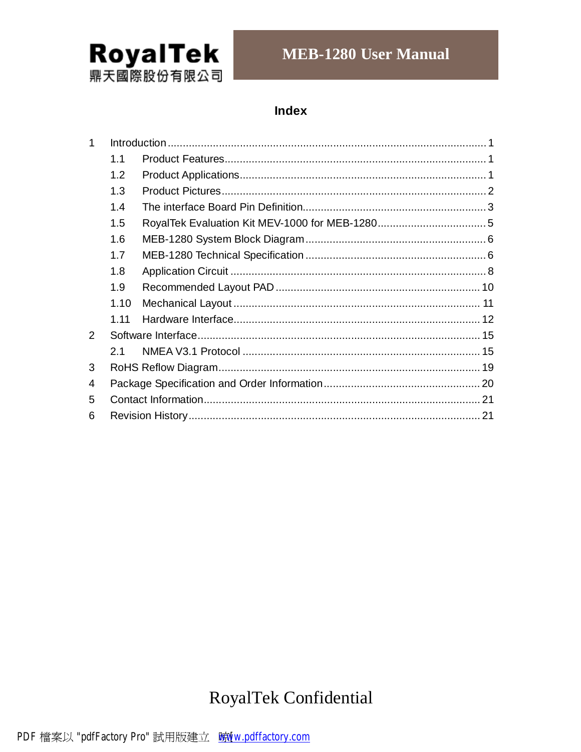## Index

1 Introduction ........................................................ 1
  1.1 Product Features ........................................................ 1
  1.2 Product Applications ........................................................ 1
  1.3 Product Pictures ........................................................ 2
  1.4 The interface Board Pin Definition ........................................................ 3
  1.5 RoyalTek Evaluation Kit MEV-1000 for MEB-1280 ........................................................ 5
  1.6 MEB-1280 System Block Diagram ........................................................ 6
  1.7 MEB-1280 Technical Specification ........................................................ 6
  1.8 Application Circuit ........................................................ 8
  1.9 Recommended Layout PAD ........................................................ 10
  1.10 Mechanical Layout ........................................................ 11
  1.11 Hardware Interface ........................................................ 12
2 Software Interface ........................................................ 15
  2.1 NMEA V3.1 Protocol ........................................................ 15
3 RoHS Reflow Diagram ........................................................ 19
4 Package Specification and Order Information ........................................................ 20
5 Contact Information ........................................................ 21
6 Revision History ........................................................ 21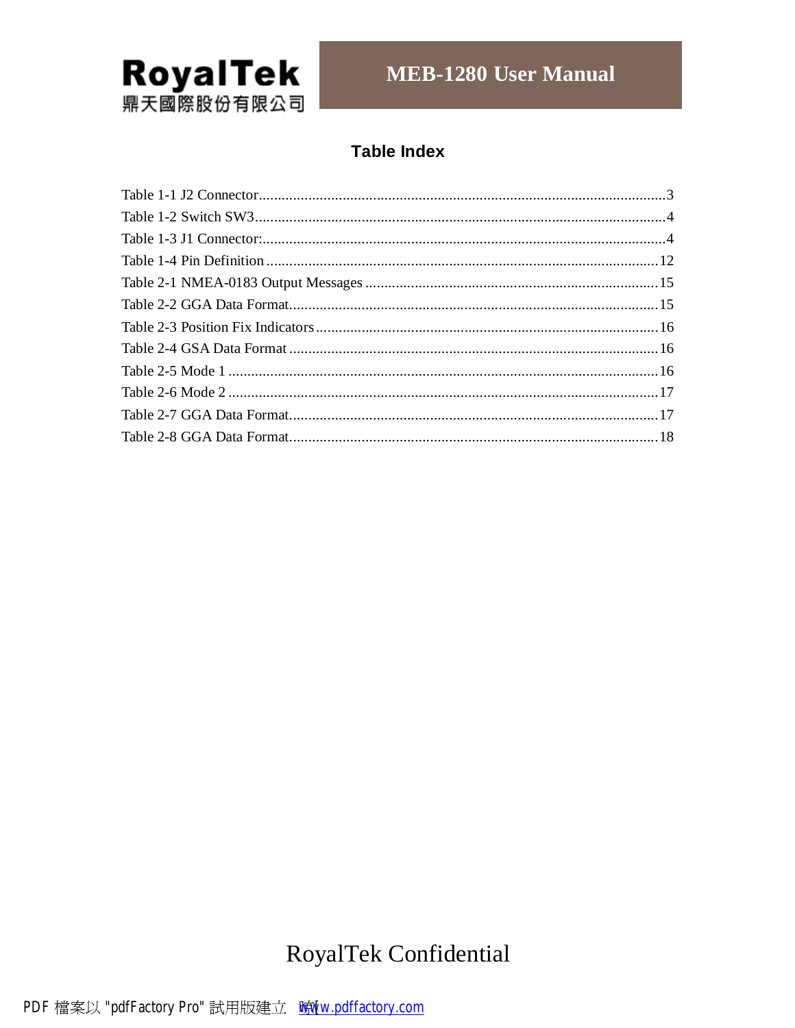## Table Index

Table 1-1 J2 Connector........................................................................................................3
Table 1-2 Switch SW3..........................................................................................................4
Table 1-3 J1 Connector:........................................................................................................4
Table 1-4 Pin Definition ....................................................................................................12
Table 2-1 NMEA-0183 Output Messages ..........................................................................15
Table 2-2 GGA Data Format..............................................................................................15
Table 2-3 Position Fix Indicators .......................................................................................16
Table 2-4 GSA Data Format ..............................................................................................16
Table 2-5 Mode 1 ..............................................................................................................16
Table 2-6 Mode 2 ..............................................................................................................17
Table 2-7 GGA Data Format..............................................................................................17
Table 2-8 GGA Data Format..............................................................................................18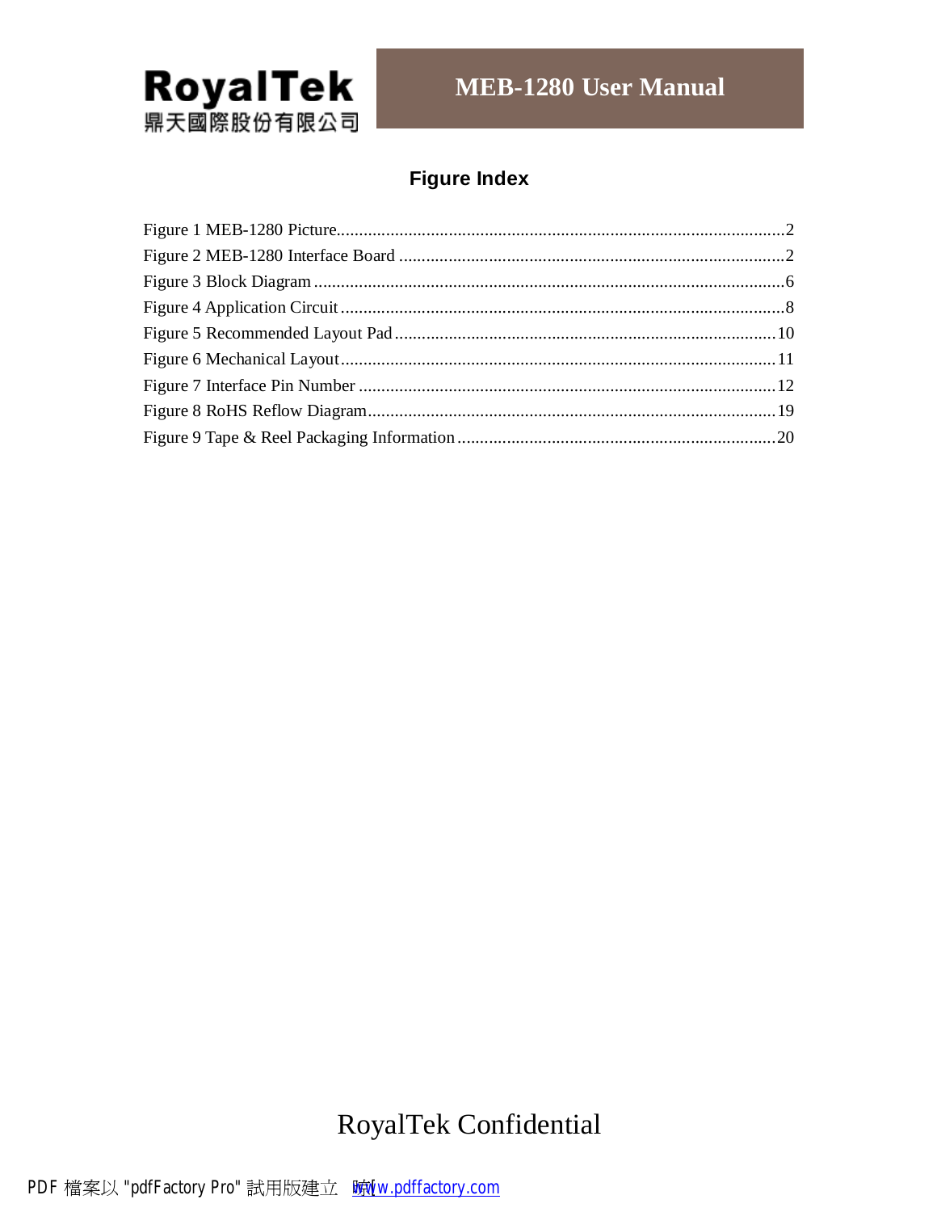## Figure Index

Figure 1 MEB-1280 Picture....................................................................................................2
Figure 2 MEB-1280 Interface Board ......................................................................................2
Figure 3 Block Diagram .........................................................................................................6
Figure 4 Application Circuit ...................................................................................................8
Figure 5 Recommended Layout Pad .....................................................................................10
Figure 6 Mechanical Layout..................................................................................................11
Figure 7 Interface Pin Number .............................................................................................12
Figure 8 RoHS Reflow Diagram...........................................................................................19
Figure 9 Tape & Reel Packaging Information.......................................................................20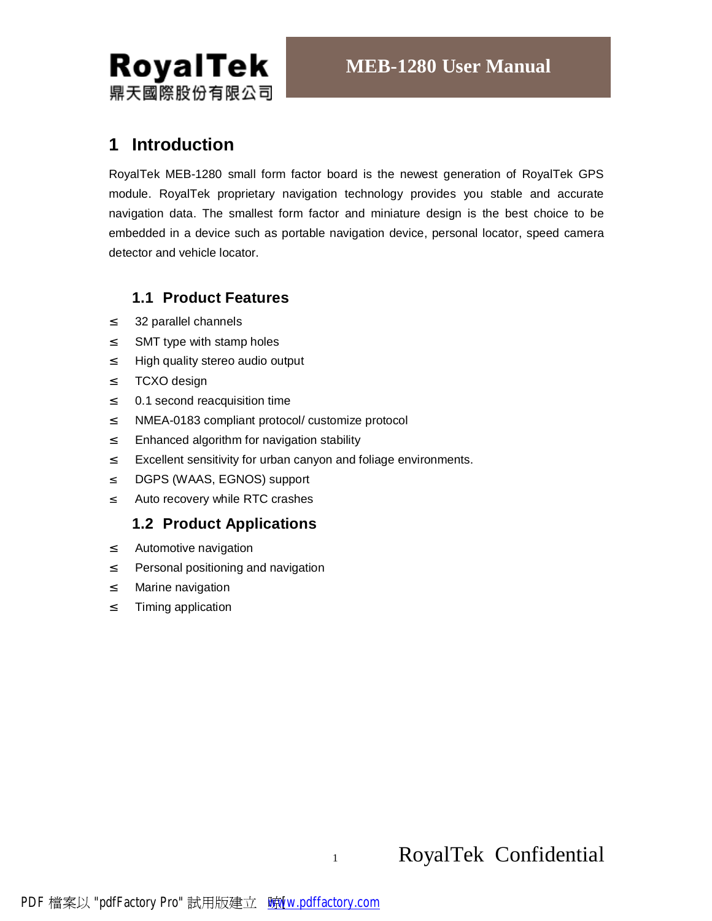# 1 Introduction

RoyalTek MEB-1280 small form factor board is the newest generation of RoyalTek GPS module. RoyalTek proprietary navigation technology provides you stable and accurate navigation data. The smallest form factor and miniature design is the best choice to be embedded in a device such as portable navigation device, personal locator, speed camera detector and vehicle locator.

## 1.1 Product Features

- 32 parallel channels
- SMT type with stamp holes
- High quality stereo audio output
- TCXO design
- 0.1 second reacquisition time
- NMEA-0183 compliant protocol/ customize protocol
- Enhanced algorithm for navigation stability
- Excellent sensitivity for urban canyon and foliage environments.
- DGPS (WAAS, EGNOS) support
- Auto recovery while RTC crashes

## 1.2 Product Applications

- Automotive navigation
- Personal positioning and navigation
- Marine navigation
- Timing application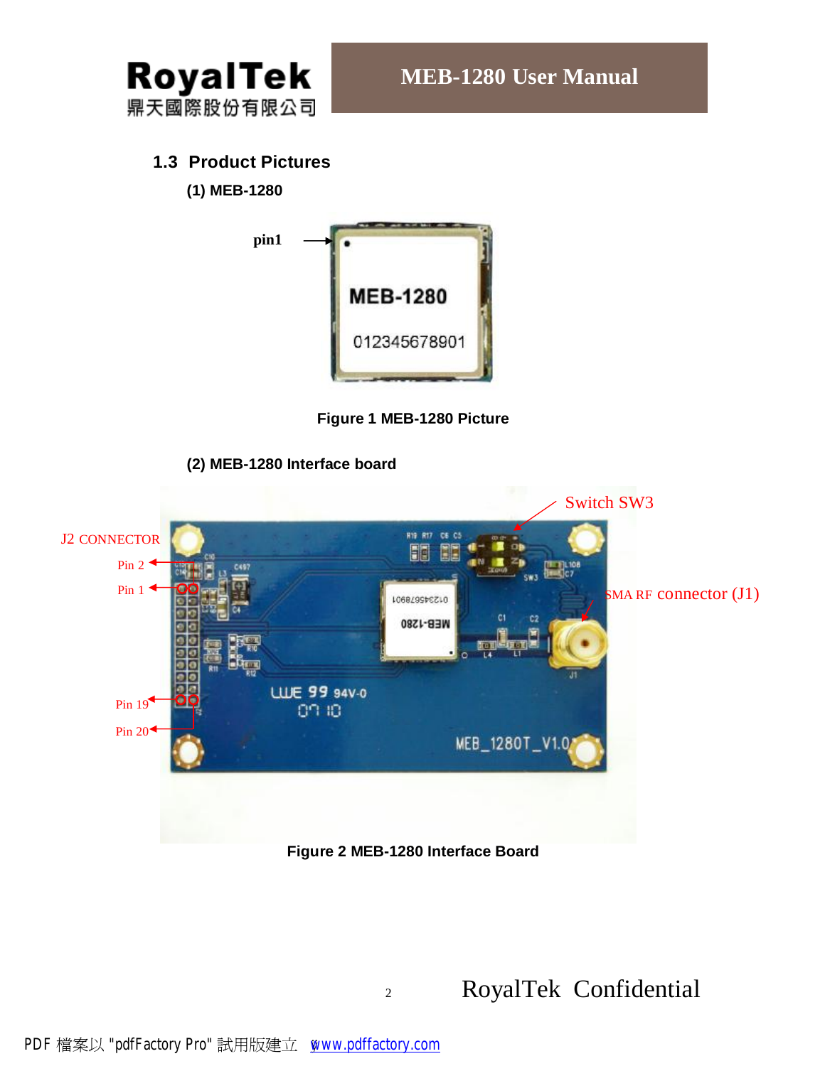## 1.3 Product Pictures

**(1) MEB-1280**

**Figure 1 MEB-1280 Picture**

**(2) MEB-1280 Interface board**

**Figure 2 MEB-1280 Interface Board**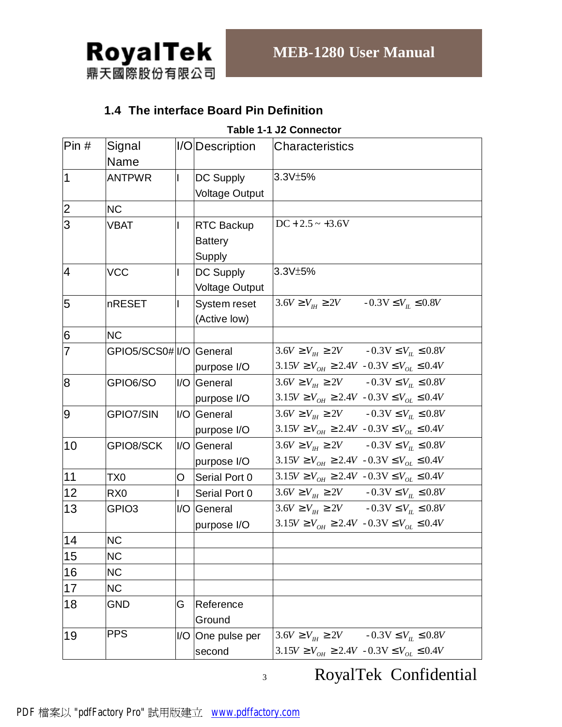## 1.4 The interface Board Pin Definition

**Table 1-1 J2 Connector**

| Pin # | Signal Name | I/O | Description | Characteristics |
|---|---|---|---|---|
| 1 | ANTPWR | I | DC Supply Voltage Output | 3.3V±5% |
| 2 | NC | | | |
| 3 | VBAT | I | RTC Backup Battery Supply | DC +2.5 ~ +3.6V |
| 4 | VCC | I | DC Supply Voltage Output | 3.3V±5% |
| 5 | nRESET | I | System reset (Active low) | $3.6V \geq V_{IH} \geq 2V$ $-0.3V \leq V_{IL} \leq 0.8V$ |
| 6 | NC | | | |
| 7 | GPIO5/SCS0# | I/O | General purpose I/O | $3.6V \geq V_{IH} \geq 2V$ $-0.3V \leq V_{IL} \leq 0.8V$ $3.15V \geq V_{OH} \geq 2.4V$ $-0.3V \leq V_{OL} \leq 0.4V$ |
| 8 | GPIO6/SO | I/O | General purpose I/O | $3.6V \geq V_{IH} \geq 2V$ $-0.3V \leq V_{IL} \leq 0.8V$ $3.15V \geq V_{OH} \geq 2.4V$ $-0.3V \leq V_{OL} \leq 0.4V$ |
| 9 | GPIO7/SIN | I/O | General purpose I/O | $3.6V \geq V_{IH} \geq 2V$ $-0.3V \leq V_{IL} \leq 0.8V$ $3.15V \geq V_{OH} \geq 2.4V$ $-0.3V \leq V_{OL} \leq 0.4V$ |
| 10 | GPIO8/SCK | I/O | General purpose I/O | $3.6V \geq V_{IH} \geq 2V$ $-0.3V \leq V_{IL} \leq 0.8V$ $3.15V \geq V_{OH} \geq 2.4V$ $-0.3V \leq V_{OL} \leq 0.4V$ |
| 11 | TX0 | O | Serial Port 0 | $3.15V \geq V_{OH} \geq 2.4V$ $-0.3V \leq V_{OL} \leq 0.4V$ |
| 12 | RX0 | I | Serial Port 0 | $3.6V \geq V_{IH} \geq 2V$ $-0.3V \leq V_{IL} \leq 0.8V$ |
| 13 | GPIO3 | I/O | General purpose I/O | $3.6V \geq V_{IH} \geq 2V$ $-0.3V \leq V_{IL} \leq 0.8V$ $3.15V \geq V_{OH} \geq 2.4V$ $-0.3V \leq V_{OL} \leq 0.4V$ |
| 14 | NC | | | |
| 15 | NC | | | |
| 16 | NC | | | |
| 17 | NC | | | |
| 18 | GND | G | Reference Ground | |
| 19 | PPS | I/O | One pulse per second | $3.6V \geq V_{IH} \geq 2V$ $-0.3V \leq V_{IL} \leq 0.8V$ $3.15V \geq V_{OH} \geq 2.4V$ $-0.3V \leq V_{OL} \leq 0.4V$ |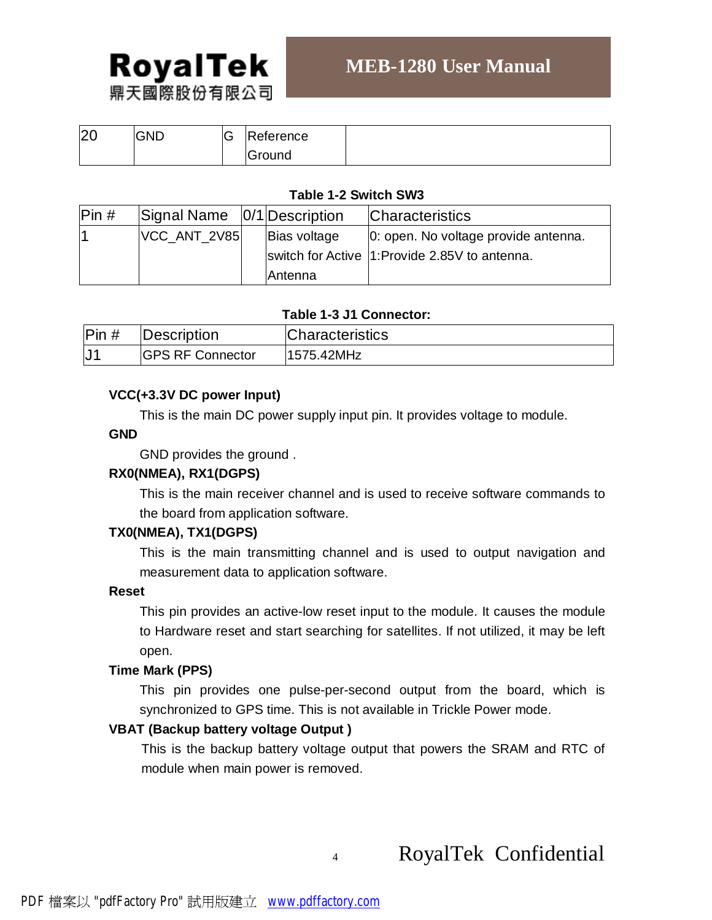| 20 | GND | G | Reference Ground | |
|---|---|---|---|---|

**Table 1-2 Switch SW3**

| Pin # | Signal Name | 0/1 | Description | Characteristics |
|---|---|---|---|---|
| 1 | VCC_ANT_2V85 | | Bias voltage switch for Active Antenna | 0: open. No voltage provide antenna.<br>1:Provide 2.85V to antenna. |

**Table 1-3 J1 Connector:**

| Pin # | Description | Characteristics |
|---|---|---|
| J1 | GPS RF Connector | 1575.42MHz |

**VCC(+3.3V DC power Input)**

This is the main DC power supply input pin. It provides voltage to module.

**GND**

GND provides the ground .

**RX0(NMEA), RX1(DGPS)**

This is the main receiver channel and is used to receive software commands to the board from application software.

**TX0(NMEA), TX1(DGPS)**

This is the main transmitting channel and is used to output navigation and measurement data to application software.

**Reset**

This pin provides an active-low reset input to the module. It causes the module to Hardware reset and start searching for satellites. If not utilized, it may be left open.

**Time Mark (PPS)**

This pin provides one pulse-per-second output from the board, which is synchronized to GPS time. This is not available in Trickle Power mode.

**VBAT (Backup battery voltage Output )**

This is the backup battery voltage output that powers the SRAM and RTC of module when main power is removed.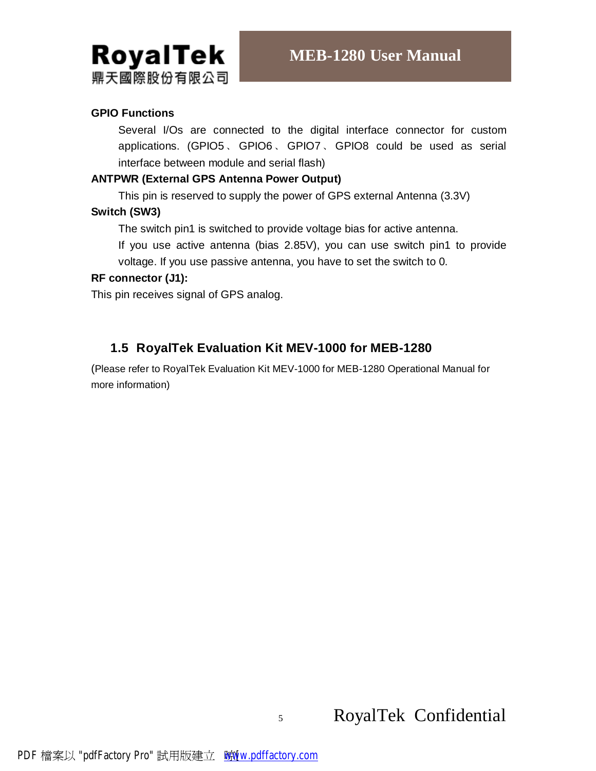**GPIO Functions**

Several I/Os are connected to the digital interface connector for custom applications. (GPIO5、GPIO6、GPIO7、GPIO8 could be used as serial interface between module and serial flash)

**ANTPWR (External GPS Antenna Power Output)**

This pin is reserved to supply the power of GPS external Antenna (3.3V)

**Switch (SW3)**

The switch pin1 is switched to provide voltage bias for active antenna.

If you use active antenna (bias 2.85V), you can use switch pin1 to provide voltage. If you use passive antenna, you have to set the switch to 0.

**RF connector (J1):**

This pin receives signal of GPS analog.

## 1.5 RoyalTek Evaluation Kit MEV-1000 for MEB-1280

(Please refer to RoyalTek Evaluation Kit MEV-1000 for MEB-1280 Operational Manual for more information)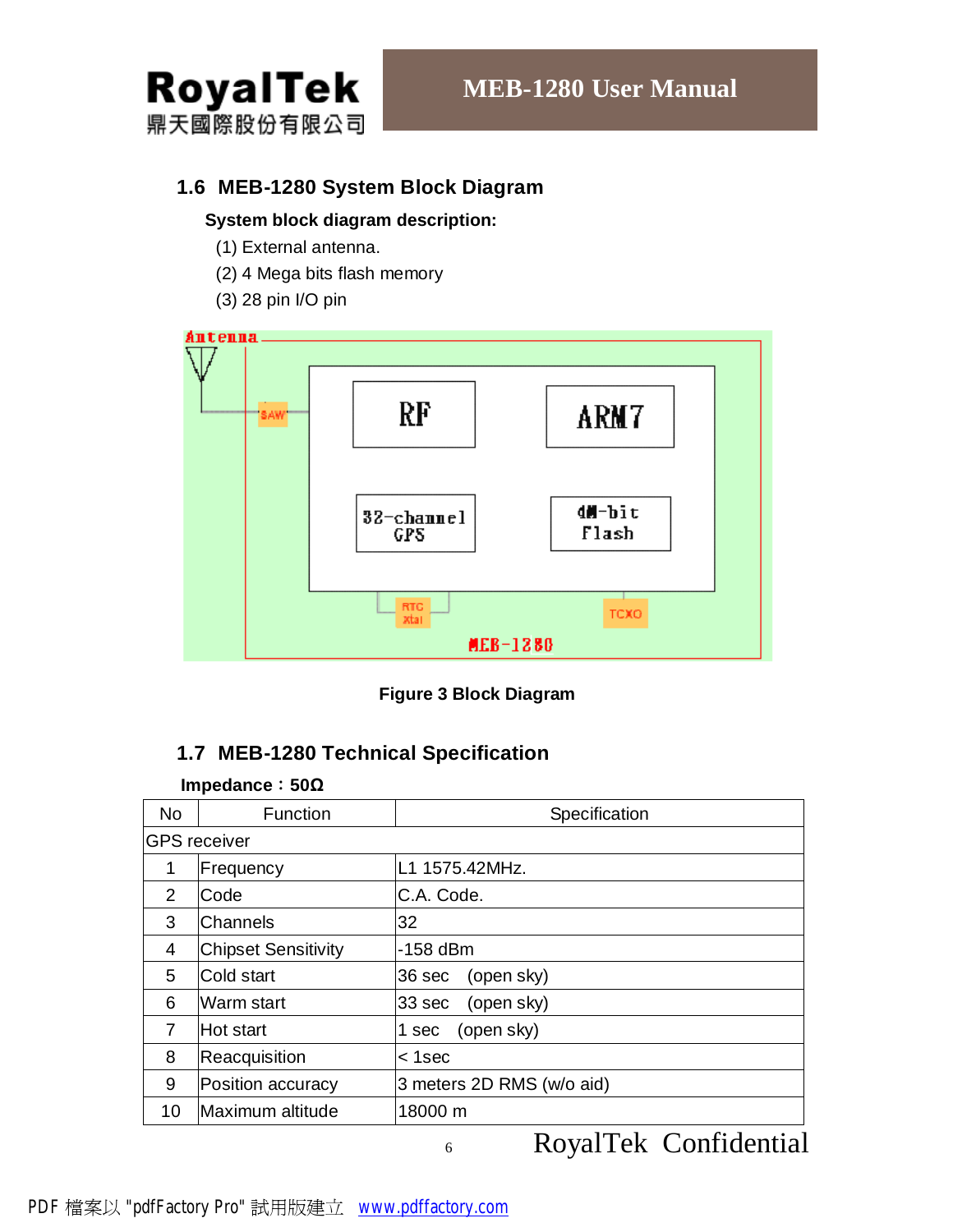## 1.6 MEB-1280 System Block Diagram

**System block diagram description:**

(1) External antenna.

(2) 4 Mega bits flash memory

(3) 28 pin I/O pin

**Figure 3 Block Diagram**

## 1.7 MEB-1280 Technical Specification

**Impedance：50Ω**

| No | Function | Specification |
|---|---|---|
| GPS receiver | | |
| 1 | Frequency | L1 1575.42MHz. |
| 2 | Code | C.A. Code. |
| 3 | Channels | 32 |
| 4 | Chipset Sensitivity | -158 dBm |
| 5 | Cold start | 36 sec (open sky) |
| 6 | Warm start | 33 sec (open sky) |
| 7 | Hot start | 1 sec (open sky) |
| 8 | Reacquisition | < 1sec |
| 9 | Position accuracy | 3 meters 2D RMS (w/o aid) |
| 10 | Maximum altitude | 18000 m |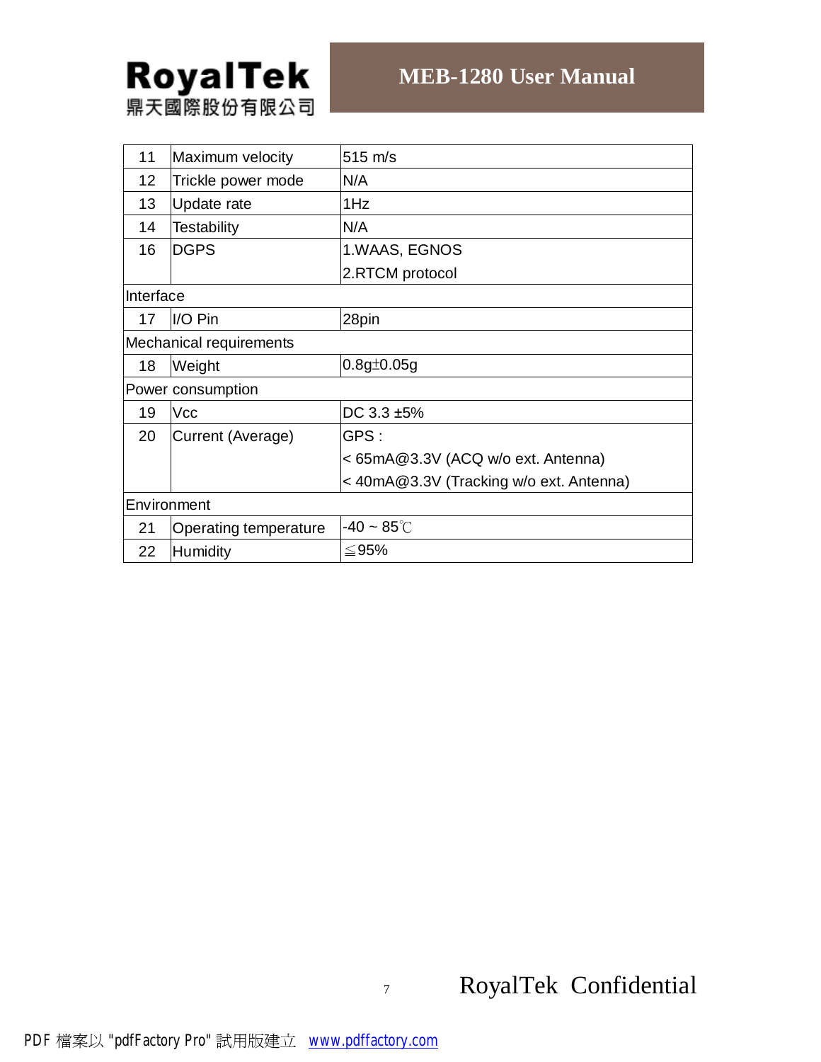| | | |
|---|---|---|
| 11 | Maximum velocity | 515 m/s |
| 12 | Trickle power mode | N/A |
| 13 | Update rate | 1Hz |
| 14 | Testability | N/A |
| 16 | DGPS | 1.WAAS, EGNOS<br>2.RTCM protocol |
| Interface | | |
| 17 | I/O Pin | 28pin |
| Mechanical requirements | | |
| 18 | Weight | 0.8g±0.05g |
| Power consumption | | |
| 19 | Vcc | DC 3.3 ±5% |
| 20 | Current (Average) | GPS :<br>< 65mA@3.3V (ACQ w/o ext. Antenna)<br>< 40mA@3.3V (Tracking w/o ext. Antenna) |
| Environment | | |
| 21 | Operating temperature | -40 ~ 85℃ |
| 22 | Humidity | ≦95% |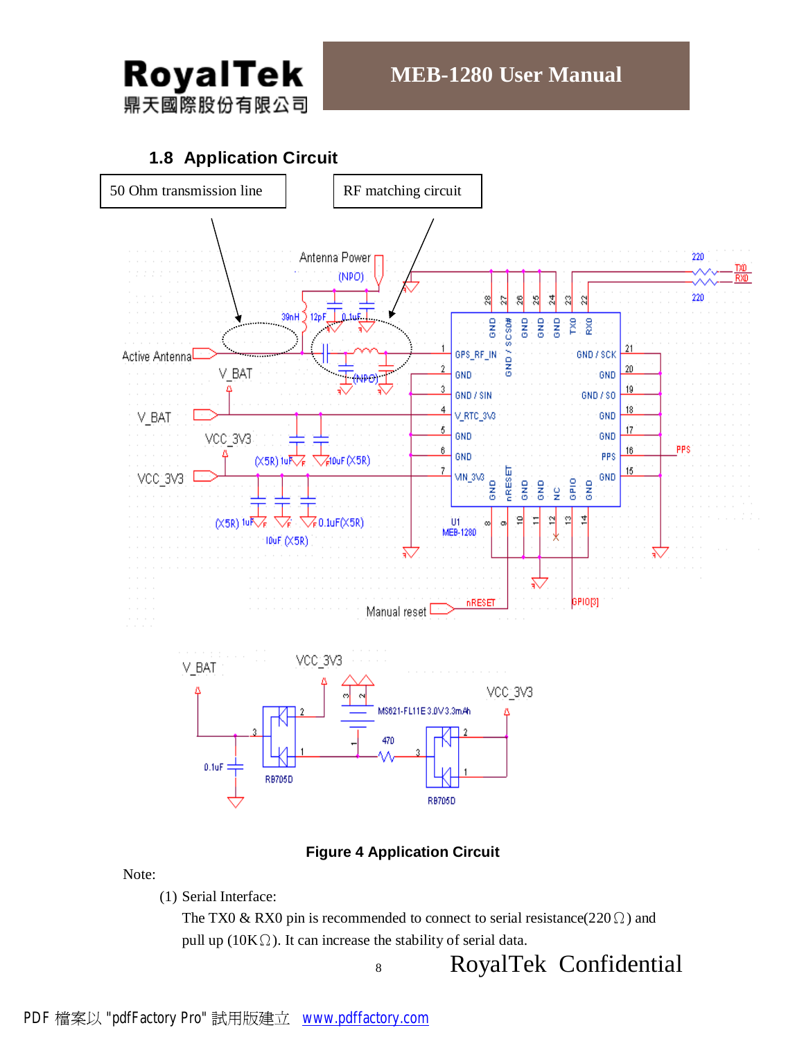## 1.8 Application Circuit

Figure 4 Application Circuit

Note:

(1) Serial Interface:

The TX0 & RX0 pin is recommended to connect to serial resistance(220Ω) and pull up (10KΩ). It can increase the stability of serial data.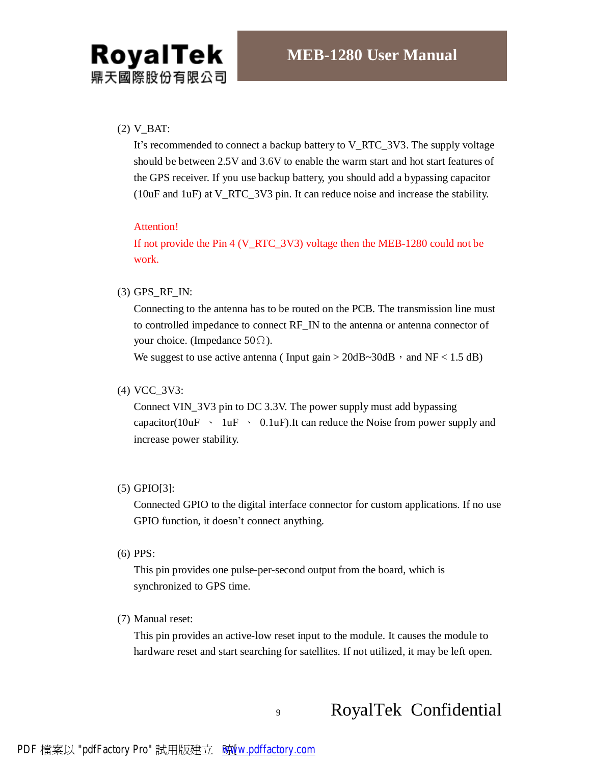(2) V_BAT:

It's recommended to connect a backup battery to V_RTC_3V3. The supply voltage should be between 2.5V and 3.6V to enable the warm start and hot start features of the GPS receiver. If you use backup battery, you should add a bypassing capacitor (10uF and 1uF) at V_RTC_3V3 pin. It can reduce noise and increase the stability.

Attention!

If not provide the Pin 4 (V_RTC_3V3) voltage then the MEB-1280 could not be work.

(3) GPS_RF_IN:

Connecting to the antenna has to be routed on the PCB. The transmission line must to controlled impedance to connect RF_IN to the antenna or antenna connector of your choice. (Impedance 50Ω).

We suggest to use active antenna ( Input gain > 20dB~30dB，and NF < 1.5 dB)

(4) VCC_3V3:

Connect VIN_3V3 pin to DC 3.3V. The power supply must add bypassing capacitor(10uF 、 1uF 、 0.1uF).It can reduce the Noise from power supply and increase power stability.

(5) GPIO[3]:

Connected GPIO to the digital interface connector for custom applications. If no use GPIO function, it doesn't connect anything.

(6) PPS:

This pin provides one pulse-per-second output from the board, which is synchronized to GPS time.

(7) Manual reset:

This pin provides an active-low reset input to the module. It causes the module to hardware reset and start searching for satellites. If not utilized, it may be left open.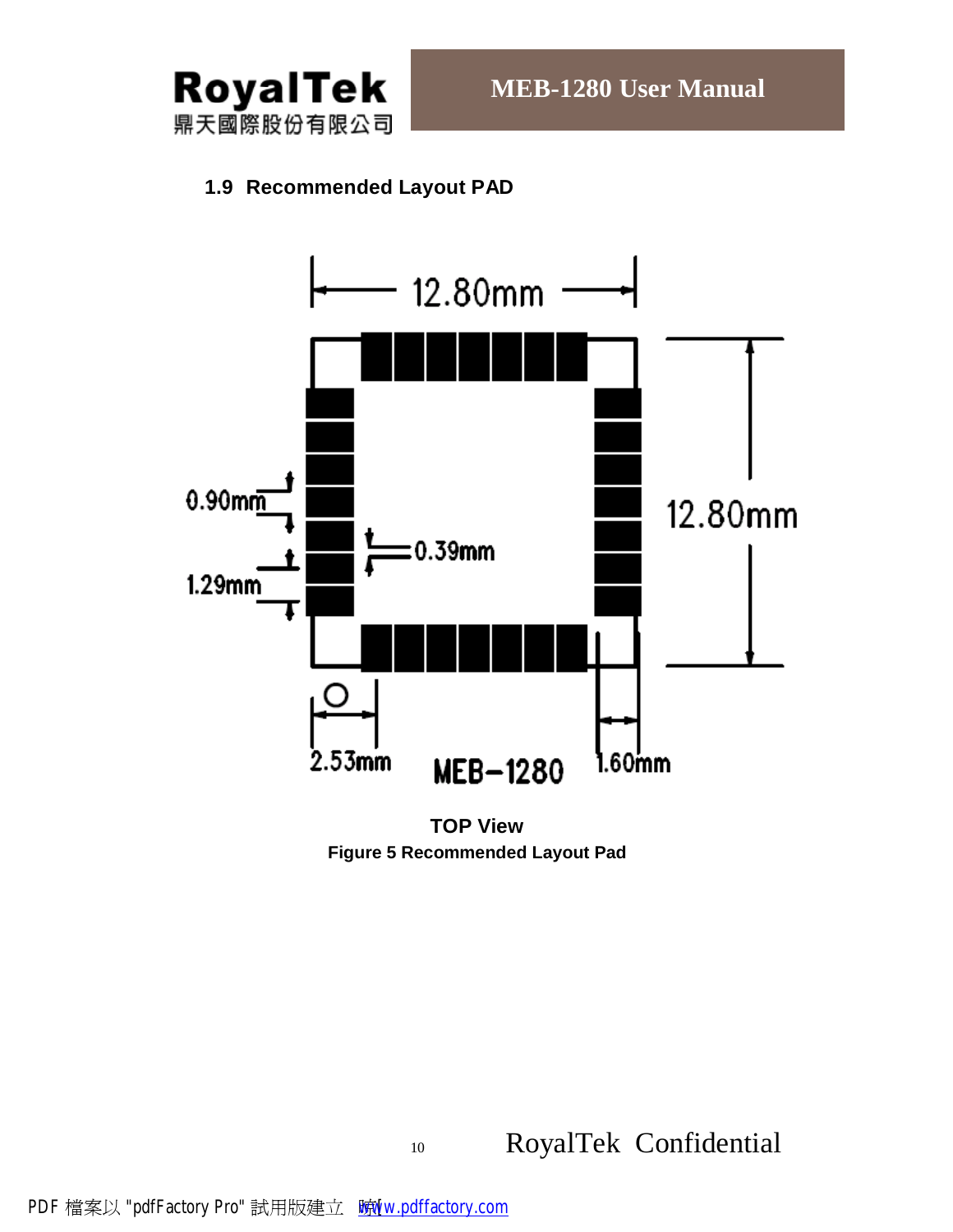### 1.9 Recommended Layout PAD

12.80mm

12.80mm

0.90mm

1.29mm

0.39mm

2.53mm

MEB-1280

1.60mm

**TOP View**

**Figure 5 Recommended Layout Pad**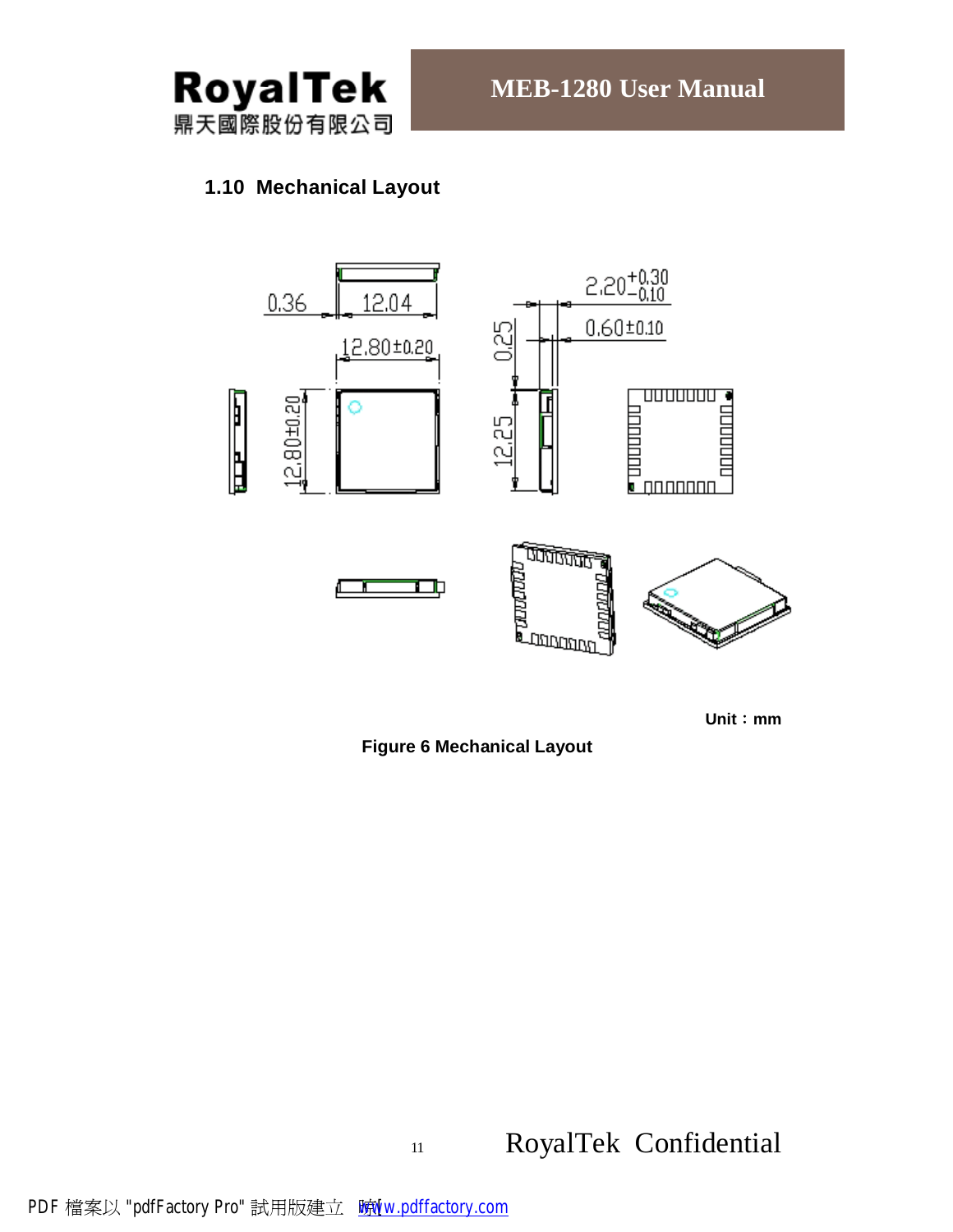## 1.10 Mechanical Layout

Unit：mm

**Figure 6 Mechanical Layout**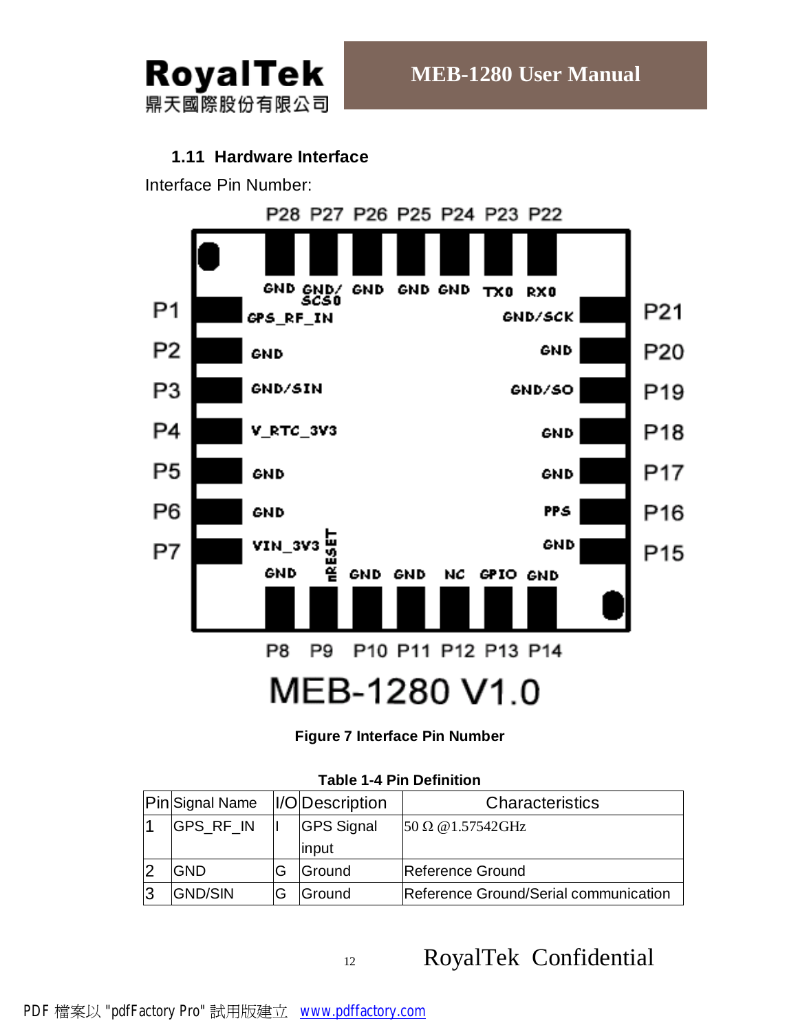### 1.11 Hardware Interface

Interface Pin Number:

P28 P27 P26 P25 P24 P23 P22

GND GND/SCS0 GND GND GND TX0 RX0

| Pin | Signal (left) | Signal (right) | Pin |
|---|---|---|---|
| P1 | GPS_RF_IN | GND/SCK | P21 |
| P2 | GND | GND | P20 |
| P3 | GND/SIN | GND/SO | P19 |
| P4 | V_RTC_3V3 | GND | P18 |
| P5 | GND | GND | P17 |
| P6 | GND | PPS | P16 |
| P7 | VIN_3V3 | GND | P15 |

GND nRESET GND GND NC GPIO GND

P8 P9 P10 P11 P12 P13 P14

MEB-1280 V1.0

**Figure 7 Interface Pin Number**

**Table 1-4 Pin Definition**

| Pin | Signal Name | I/O | Description | Characteristics |
|---|---|---|---|---|
| 1 | GPS_RF_IN | I | GPS Signal input | 50 Ω @1.57542GHz |
| 2 | GND | G | Ground | Reference Ground |
| 3 | GND/SIN | G | Ground | Reference Ground/Serial communication |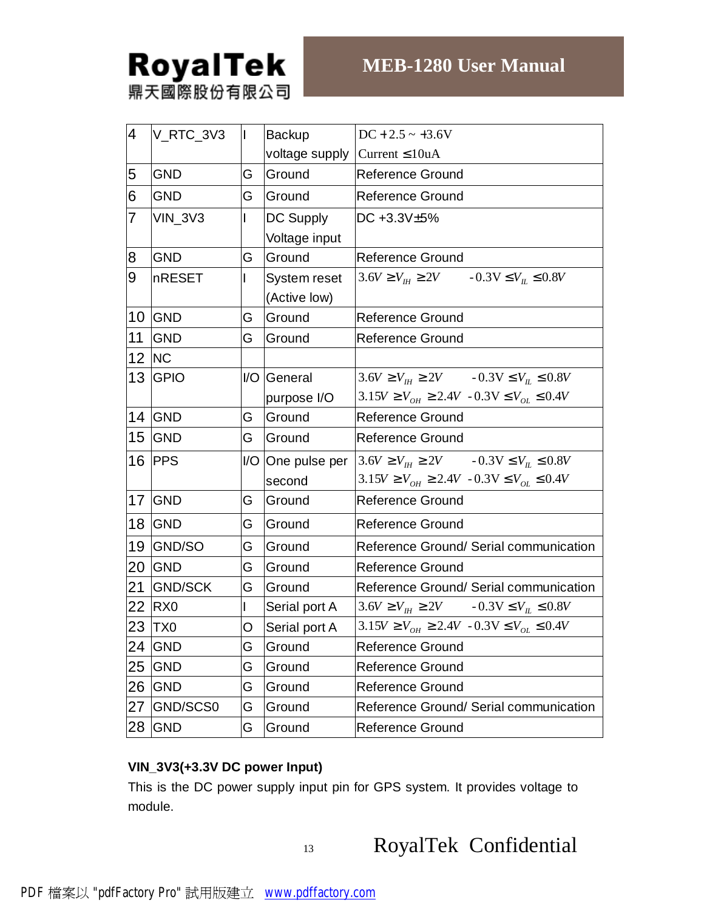| 4 | V_RTC_3V3 | I | Backup voltage supply | DC +2.5 ~ +3.6V Current ≤10uA |
|---|---|---|---|---|
| 5 | GND | G | Ground | Reference Ground |
| 6 | GND | G | Ground | Reference Ground |
| 7 | VIN_3V3 | I | DC Supply Voltage input | DC +3.3V±5% |
| 8 | GND | G | Ground | Reference Ground |
| 9 | nRESET | I | System reset (Active low) | $3.6V \geq V_{IH} \geq 2V$ $-0.3V \leq V_{IL} \leq 0.8V$ |
| 10 | GND | G | Ground | Reference Ground |
| 11 | GND | G | Ground | Reference Ground |
| 12 | NC | | | |
| 13 | GPIO | I/O | General purpose I/O | $3.6V \geq V_{IH} \geq 2V$ $-0.3V \leq V_{IL} \leq 0.8V$ $3.15V \geq V_{OH} \geq 2.4V$ $-0.3V \leq V_{OL} \leq 0.4V$ |
| 14 | GND | G | Ground | Reference Ground |
| 15 | GND | G | Ground | Reference Ground |
| 16 | PPS | I/O | One pulse per second | $3.6V \geq V_{IH} \geq 2V$ $-0.3V \leq V_{IL} \leq 0.8V$ $3.15V \geq V_{OH} \geq 2.4V$ $-0.3V \leq V_{OL} \leq 0.4V$ |
| 17 | GND | G | Ground | Reference Ground |
| 18 | GND | G | Ground | Reference Ground |
| 19 | GND/SO | G | Ground | Reference Ground/ Serial communication |
| 20 | GND | G | Ground | Reference Ground |
| 21 | GND/SCK | G | Ground | Reference Ground/ Serial communication |
| 22 | RX0 | I | Serial port A | $3.6V \geq V_{IH} \geq 2V$ $-0.3V \leq V_{IL} \leq 0.8V$ |
| 23 | TX0 | O | Serial port A | $3.15V \geq V_{OH} \geq 2.4V$ $-0.3V \leq V_{OL} \leq 0.4V$ |
| 24 | GND | G | Ground | Reference Ground |
| 25 | GND | G | Ground | Reference Ground |
| 26 | GND | G | Ground | Reference Ground |
| 27 | GND/SCS0 | G | Ground | Reference Ground/ Serial communication |
| 28 | GND | G | Ground | Reference Ground |

**VIN_3V3(+3.3V DC power Input)**

This is the DC power supply input pin for GPS system. It provides voltage to module.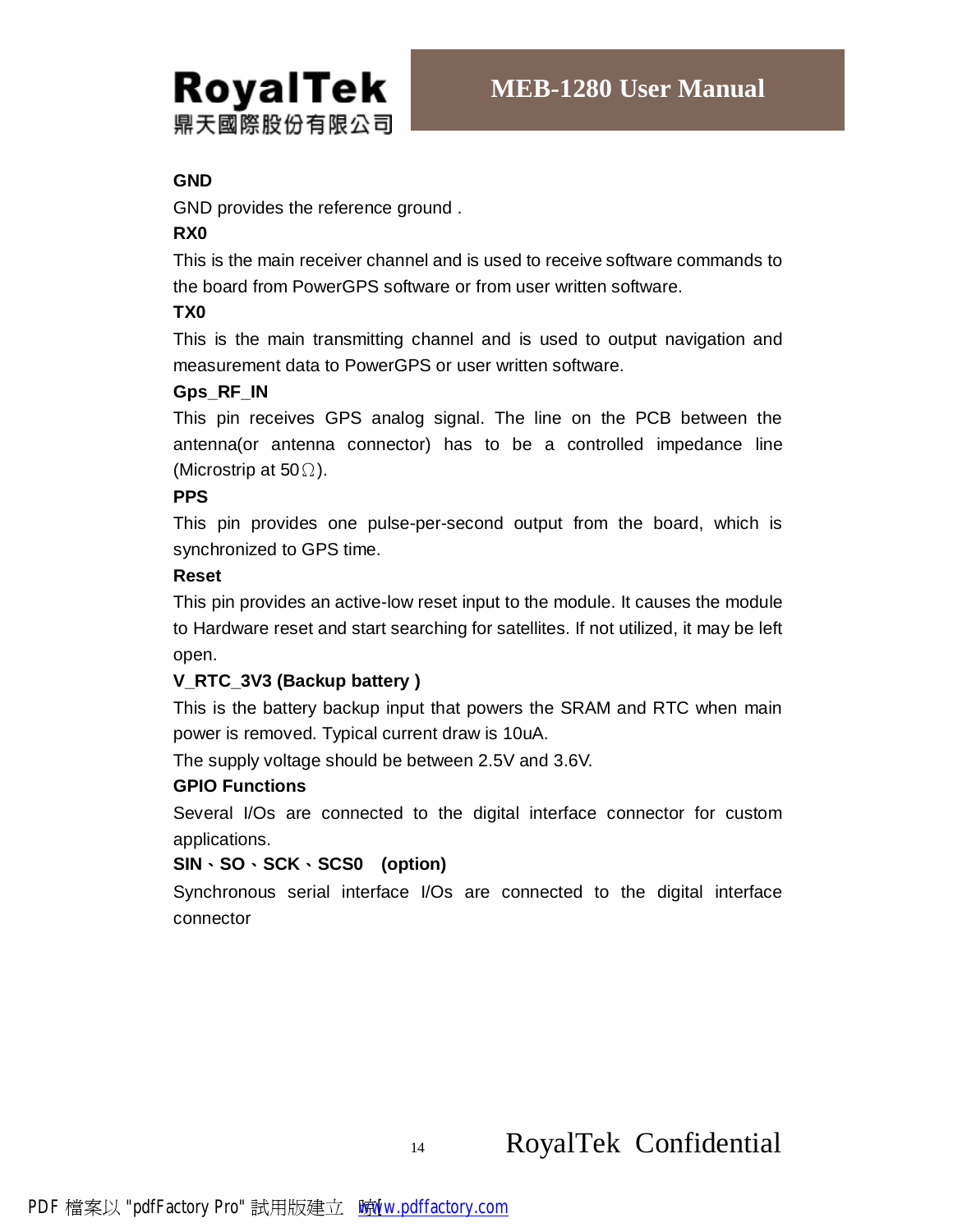**GND**

GND provides the reference ground .

**RX0**

This is the main receiver channel and is used to receive software commands to the board from PowerGPS software or from user written software.

**TX0**

This is the main transmitting channel and is used to output navigation and measurement data to PowerGPS or user written software.

**Gps_RF_IN**

This pin receives GPS analog signal. The line on the PCB between the antenna(or antenna connector) has to be a controlled impedance line (Microstrip at 50Ω).

**PPS**

This pin provides one pulse-per-second output from the board, which is synchronized to GPS time.

**Reset**

This pin provides an active-low reset input to the module. It causes the module to Hardware reset and start searching for satellites. If not utilized, it may be left open.

**V_RTC_3V3 (Backup battery )**

This is the battery backup input that powers the SRAM and RTC when main power is removed. Typical current draw is 10uA.

The supply voltage should be between 2.5V and 3.6V.

**GPIO Functions**

Several I/Os are connected to the digital interface connector for custom applications.

**SIN、SO、SCK、SCS0 (option)**

Synchronous serial interface I/Os are connected to the digital interface connector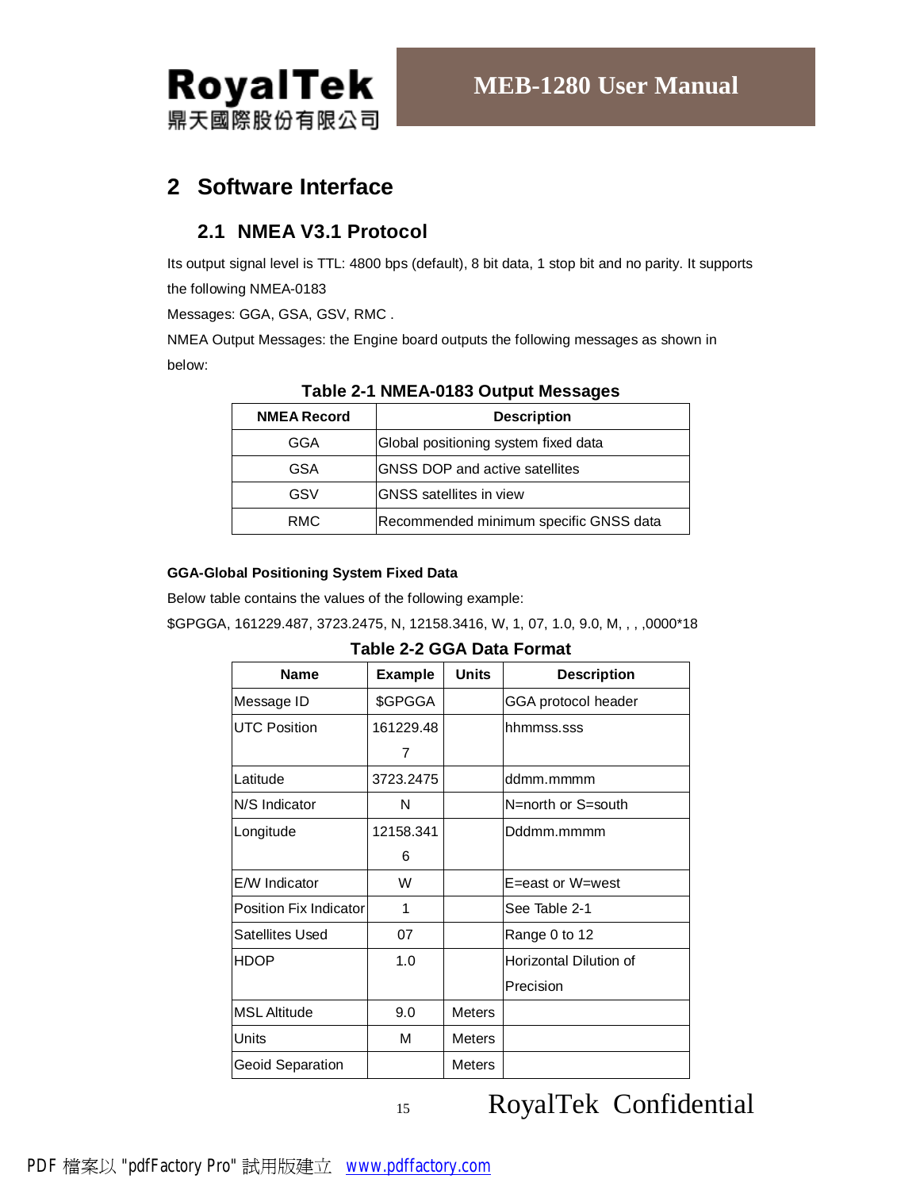# 2 Software Interface

## 2.1 NMEA V3.1 Protocol

Its output signal level is TTL: 4800 bps (default), 8 bit data, 1 stop bit and no parity. It supports the following NMEA-0183

Messages: GGA, GSA, GSV, RMC .

NMEA Output Messages: the Engine board outputs the following messages as shown in below:

**Table 2-1 NMEA-0183 Output Messages**

| NMEA Record | Description |
|---|---|
| GGA | Global positioning system fixed data |
| GSA | GNSS DOP and active satellites |
| GSV | GNSS satellites in view |
| RMC | Recommended minimum specific GNSS data |

**GGA-Global Positioning System Fixed Data**

Below table contains the values of the following example:

$GPGGA, 161229.487, 3723.2475, N, 12158.3416, W, 1, 07, 1.0, 9.0, M, , , ,0000*18

**Table 2-2 GGA Data Format**

| Name | Example | Units | Description |
|---|---|---|---|
| Message ID | $GPGGA | | GGA protocol header |
| UTC Position | 161229.487 | | hhmmss.sss |
| Latitude | 3723.2475 | | ddmm.mmmm |
| N/S Indicator | N | | N=north or S=south |
| Longitude | 12158.3416 | | Dddmm.mmmm |
| E/W Indicator | W | | E=east or W=west |
| Position Fix Indicator | 1 | | See Table 2-1 |
| Satellites Used | 07 | | Range 0 to 12 |
| HDOP | 1.0 | | Horizontal Dilution of Precision |
| MSL Altitude | 9.0 | Meters | |
| Units | M | Meters | |
| Geoid Separation | | Meters | |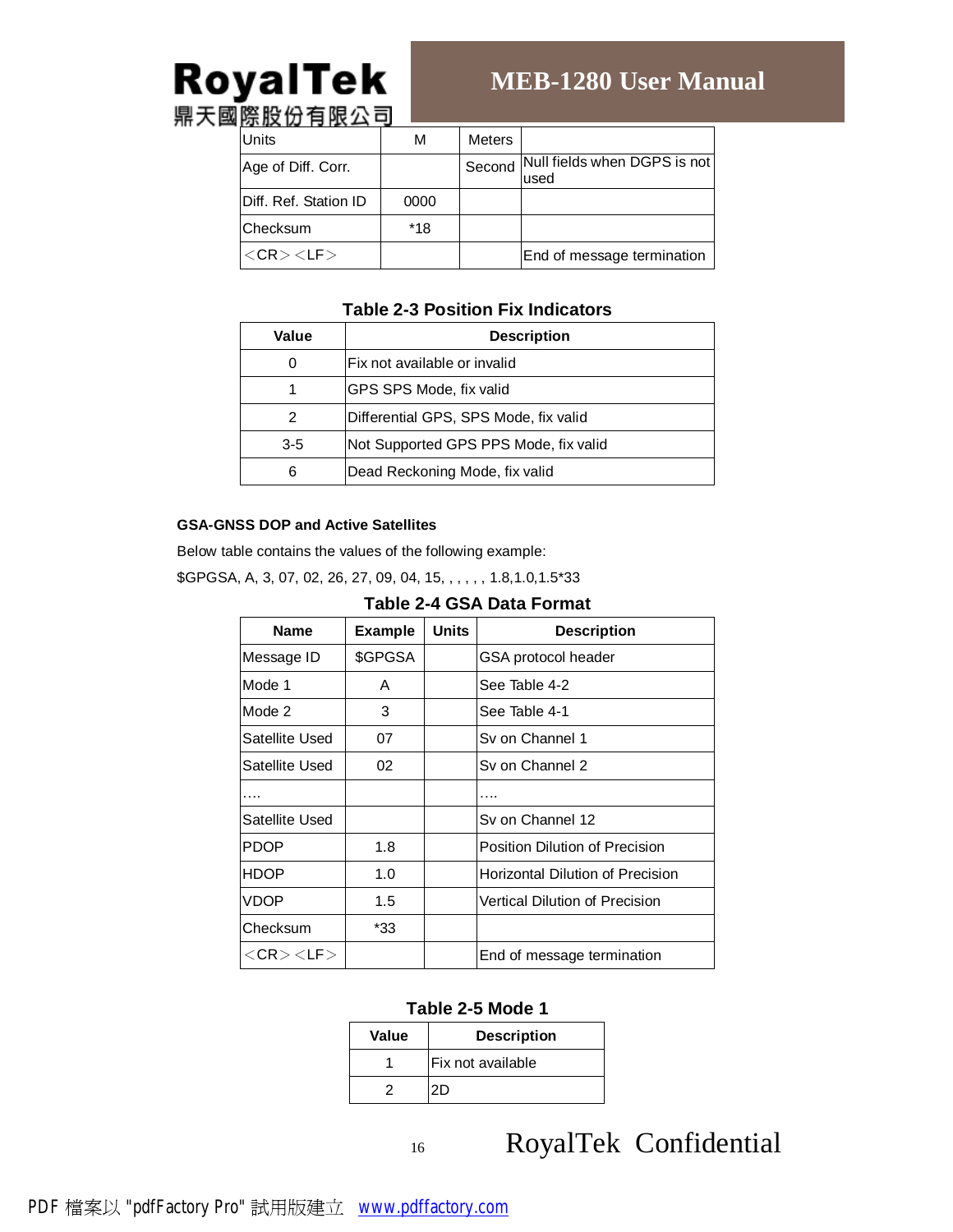| Units | M | Meters | |
|---|---|---|---|
| Age of Diff. Corr. | | Second | Null fields when DGPS is not used |
| Diff. Ref. Station ID | 0000 | | |
| Checksum | *18 | | |
| <CR><LF> | | | End of message termination |

**Table 2-3 Position Fix Indicators**

| Value | Description |
|---|---|
| 0 | Fix not available or invalid |
| 1 | GPS SPS Mode, fix valid |
| 2 | Differential GPS, SPS Mode, fix valid |
| 3-5 | Not Supported GPS PPS Mode, fix valid |
| 6 | Dead Reckoning Mode, fix valid |

**GSA-GNSS DOP and Active Satellites**

Below table contains the values of the following example:

$GPGSA, A, 3, 07, 02, 26, 27, 09, 04, 15, , , , , , 1.8,1.0,1.5*33

**Table 2-4 GSA Data Format**

| Name | Example | Units | Description |
|---|---|---|---|
| Message ID | $GPGSA | | GSA protocol header |
| Mode 1 | A | | See Table 4-2 |
| Mode 2 | 3 | | See Table 4-1 |
| Satellite Used | 07 | | Sv on Channel 1 |
| Satellite Used | 02 | | Sv on Channel 2 |
| …. | | | …. |
| Satellite Used | | | Sv on Channel 12 |
| PDOP | 1.8 | | Position Dilution of Precision |
| HDOP | 1.0 | | Horizontal Dilution of Precision |
| VDOP | 1.5 | | Vertical Dilution of Precision |
| Checksum | *33 | | |
| <CR><LF> | | | End of message termination |

**Table 2-5 Mode 1**

| Value | Description |
|---|---|
| 1 | Fix not available |
| 2 | 2D |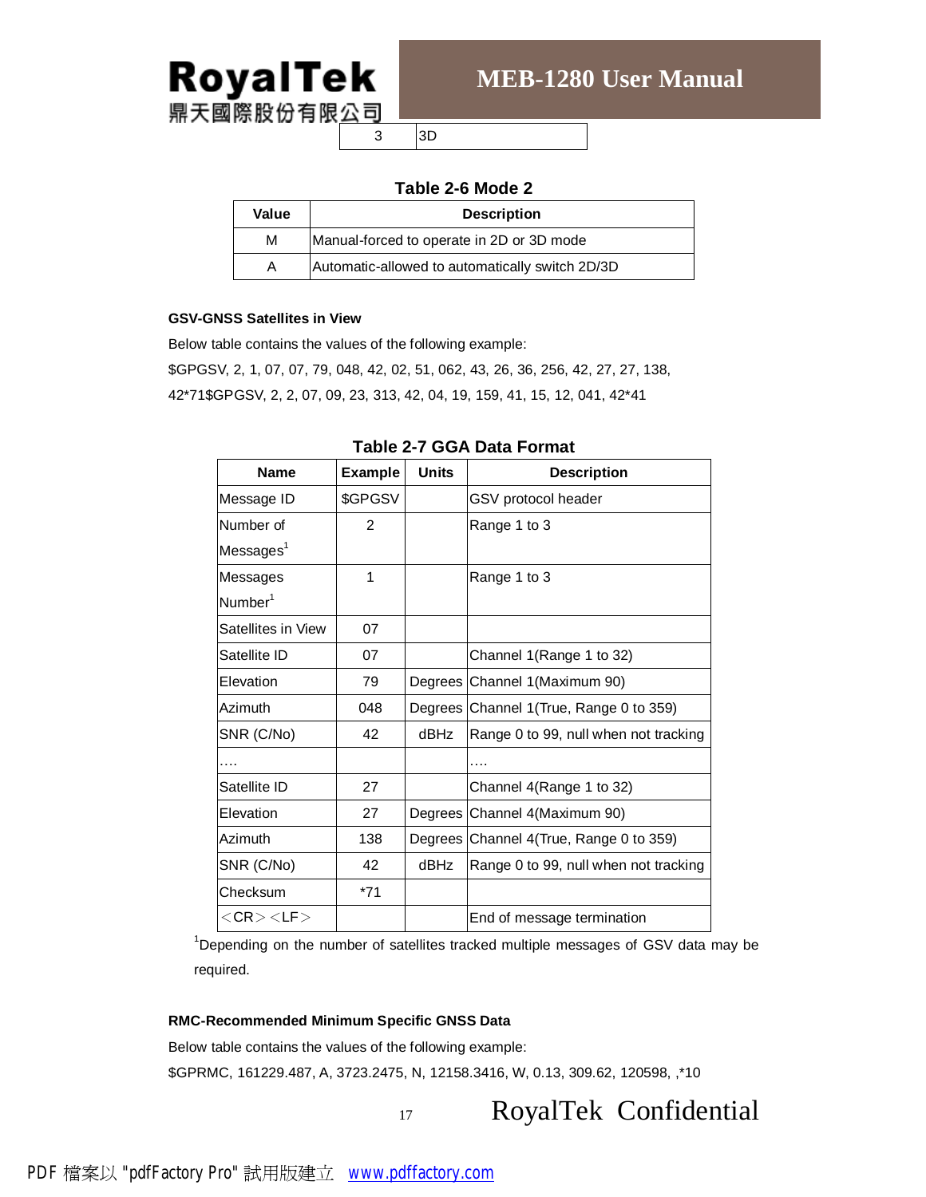| 3 | 3D |
|---|---|

**Table 2-6 Mode 2**

| Value | Description |
|---|---|
| M | Manual-forced to operate in 2D or 3D mode |
| A | Automatic-allowed to automatically switch 2D/3D |

**GSV-GNSS Satellites in View**

Below table contains the values of the following example:

$GPGSV, 2, 1, 07, 07, 79, 048, 42, 02, 51, 062, 43, 26, 36, 256, 42, 27, 27, 138, 42*71$GPGSV, 2, 2, 07, 09, 23, 313, 42, 04, 19, 159, 41, 15, 12, 041, 42*41

**Table 2-7 GGA Data Format**

| Name | Example | Units | Description |
|---|---|---|---|
| Message ID | $GPGSV | | GSV protocol header |
| Number of Messages[1] | 2 | | Range 1 to 3 |
| Messages Number[1] | 1 | | Range 1 to 3 |
| Satellites in View | 07 | | |
| Satellite ID | 07 | | Channel 1(Range 1 to 32) |
| Elevation | 79 | Degrees | Channel 1(Maximum 90) |
| Azimuth | 048 | Degrees | Channel 1(True, Range 0 to 359) |
| SNR (C/No) | 42 | dBHz | Range 0 to 99, null when not tracking |
| …. | | | …. |
| Satellite ID | 27 | | Channel 4(Range 1 to 32) |
| Elevation | 27 | Degrees | Channel 4(Maximum 90) |
| Azimuth | 138 | Degrees | Channel 4(True, Range 0 to 359) |
| SNR (C/No) | 42 | dBHz | Range 0 to 99, null when not tracking |
| Checksum | *71 | | |
| ＜CR＞＜LF＞ | | | End of message termination |

[1]Depending on the number of satellites tracked multiple messages of GSV data may be required.

**RMC-Recommended Minimum Specific GNSS Data**

Below table contains the values of the following example:

$GPRMC, 161229.487, A, 3723.2475, N, 12158.3416, W, 0.13, 309.62, 120598, ,*10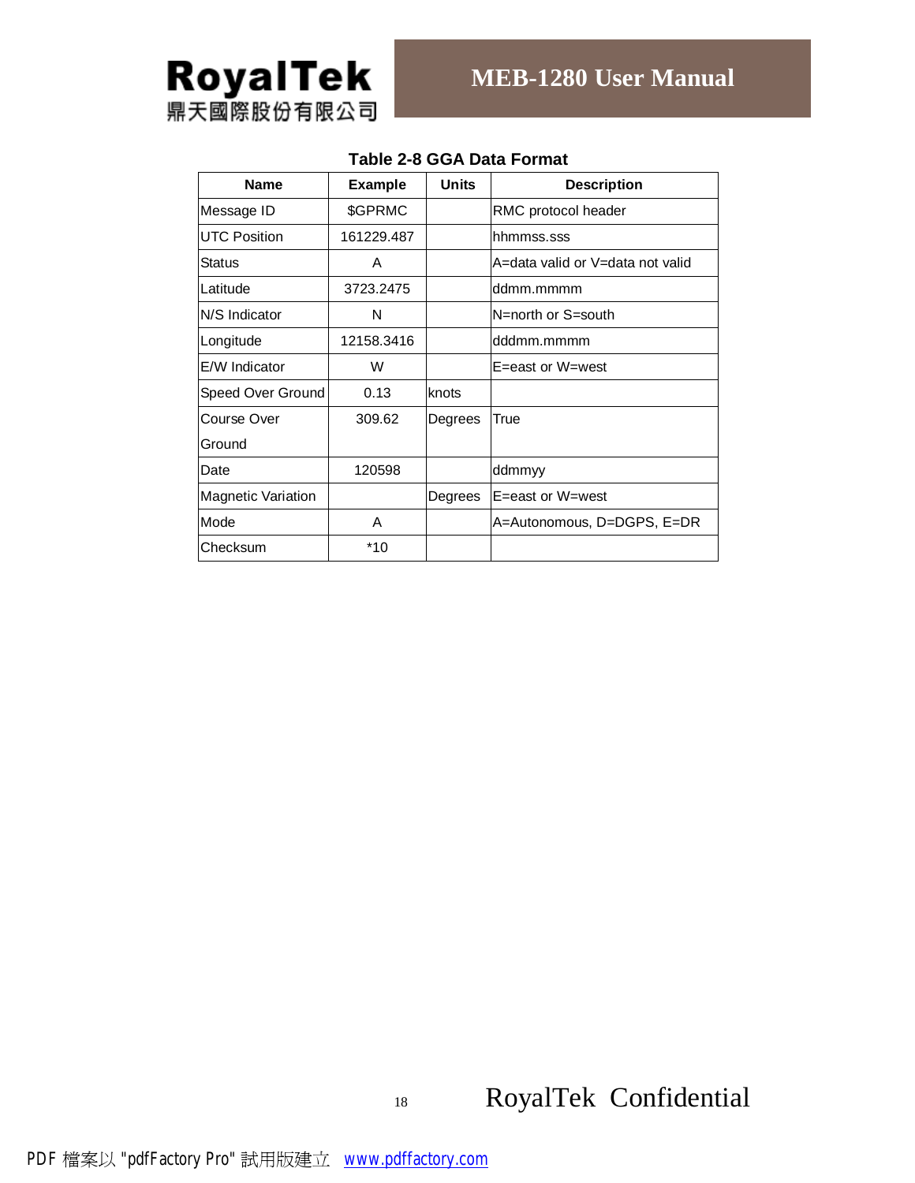**Table 2-8 GGA Data Format**

| Name | Example | Units | Description |
|---|---|---|---|
| Message ID | $GPRMC | | RMC protocol header |
| UTC Position | 161229.487 | | hhmmss.sss |
| Status | A | | A=data valid or V=data not valid |
| Latitude | 3723.2475 | | ddmm.mmmm |
| N/S Indicator | N | | N=north or S=south |
| Longitude | 12158.3416 | | dddmm.mmmm |
| E/W Indicator | W | | E=east or W=west |
| Speed Over Ground | 0.13 | knots | |
| Course Over Ground | 309.62 | Degrees | True |
| Date | 120598 | | ddmmyy |
| Magnetic Variation | | Degrees | E=east or W=west |
| Mode | A | | A=Autonomous, D=DGPS, E=DR |
| Checksum | *10 | | |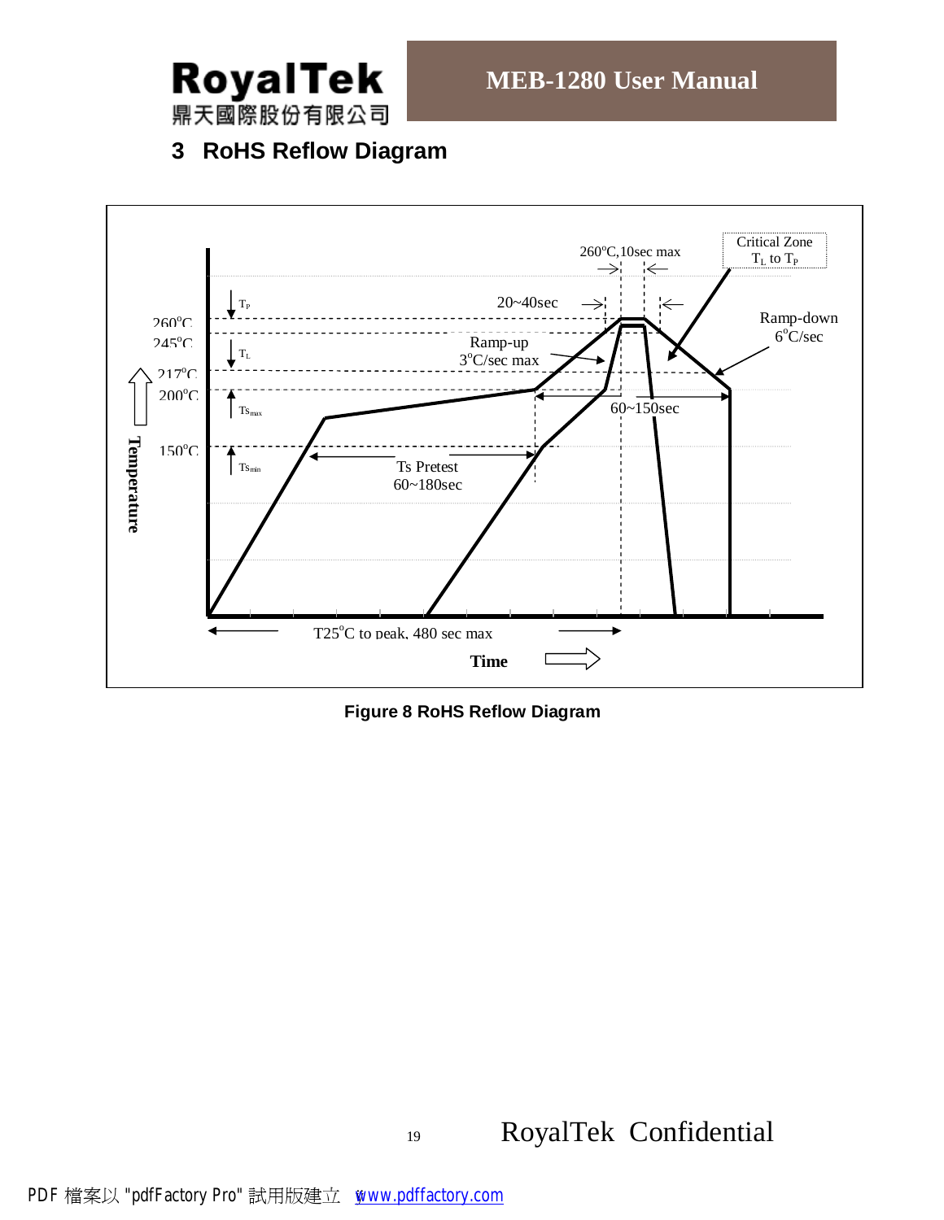# 3 RoHS Reflow Diagram

**Figure 8 RoHS Reflow Diagram**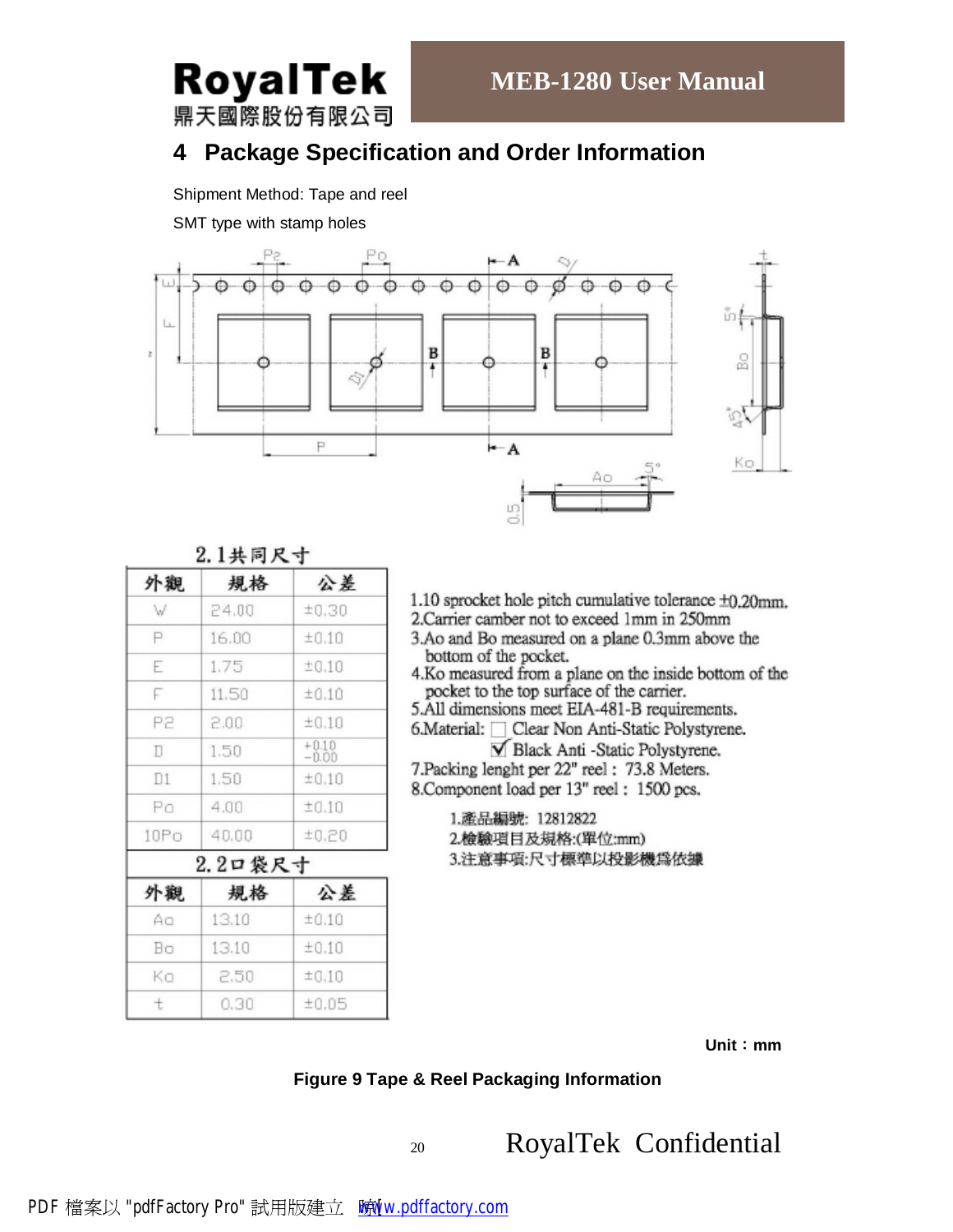# 4 Package Specification and Order Information

Shipment Method: Tape and reel

SMT type with stamp holes

2.1共同尺寸

| 外觀 | 規格 | 公差 |
|---|---|---|
| W | 24.00 | ±0.30 |
| P | 16.00 | ±0.10 |
| E | 1.75 | ±0.10 |
| F | 11.50 | ±0.10 |
| P2 | 2.00 | ±0.10 |
| D | 1.50 | +0.10 / -0.00 |
| D1 | 1.50 | ±0.10 |
| Po | 4.00 | ±0.10 |
| 10Po | 40.00 | ±0.20 |

2.2口袋尺寸

| 外觀 | 規格 | 公差 |
|---|---|---|
| Ao | 13.10 | ±0.10 |
| Bo | 13.10 | ±0.10 |
| Ko | 2.50 | ±0.10 |
| t | 0.30 | ±0.05 |

1.10 sprocket hole pitch cumulative tolerance ±0.20mm.
2.Carrier camber not to exceed 1mm in 250mm
3.Ao and Bo measured on a plane 0.3mm above the bottom of the pocket.
4.Ko measured from a plane on the inside bottom of the pocket to the top surface of the carrier.
5.All dimensions meet EIA-481-B requirements.
6.Material: ☐ Clear Non Anti-Static Polystyrene.
☑ Black Anti -Static Polystyrene.
7.Packing lenght per 22" reel : 73.8 Meters.
8.Component load per 13" reel : 1500 pcs.

1.產品編號: 12812822
2.檢驗項目及規格:(單位:mm)
3.注意事項:尺寸標準以投影機爲依據

Unit：mm

**Figure 9 Tape & Reel Packaging Information**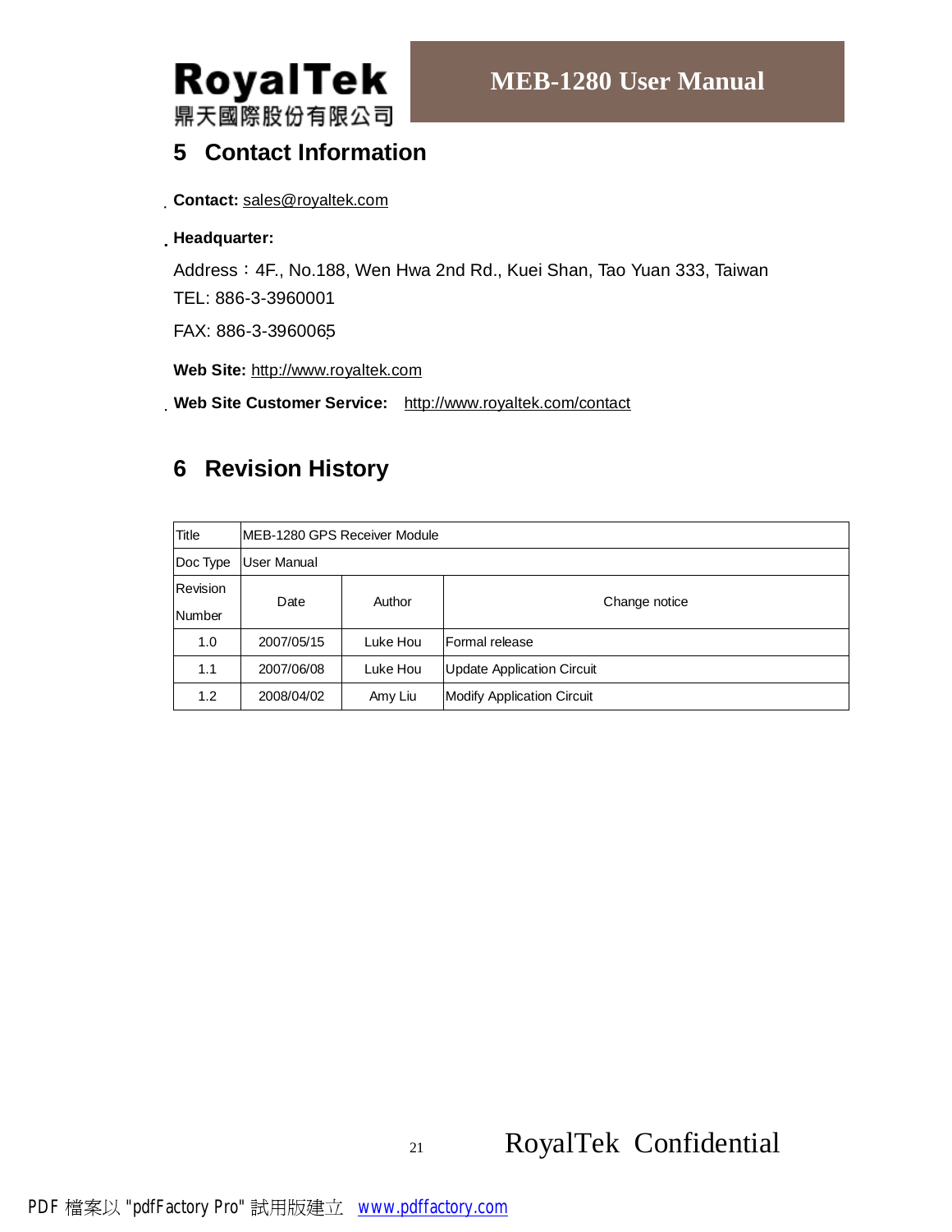# 5 Contact Information

**Contact:** sales@royaltek.com

**Headquarter:**

Address：4F., No.188, Wen Hwa 2nd Rd., Kuei Shan, Tao Yuan 333, Taiwan

TEL: 886-3-3960001

FAX: 886-3-3960065

**Web Site:** http://www.royaltek.com

**Web Site Customer Service:** http://www.royaltek.com/contact

# 6 Revision History

| Title | MEB-1280 GPS Receiver Module | | |
|---|---|---|---|
| Doc Type | User Manual | | |
| Revision Number | Date | Author | Change notice |
| 1.0 | 2007/05/15 | Luke Hou | Formal release |
| 1.1 | 2007/06/08 | Luke Hou | Update Application Circuit |
| 1.2 | 2008/04/02 | Amy Liu | Modify Application Circuit |